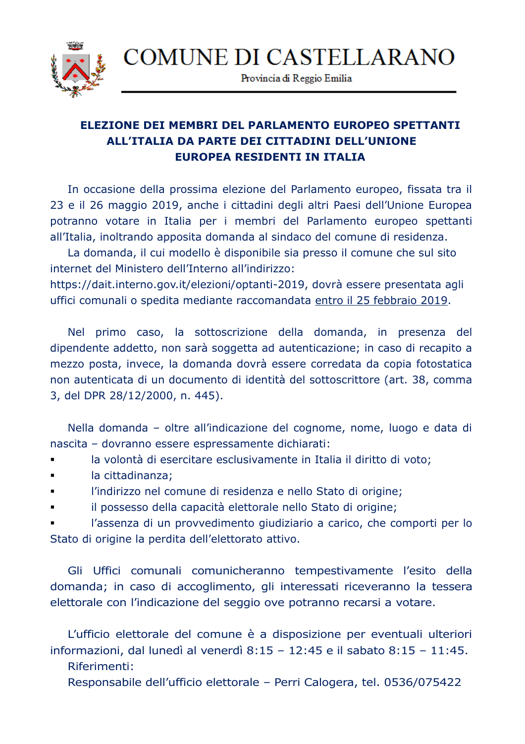# COMUNE DI CASTELLARANO

Provincia di Reggio Emilia

**ELEZIONE DEI MEMBRI DEL PARLAMENTO EUROPEO SPETTANTI ALL'ITALIA DA PARTE DEI CITTADINI DELL'UNIONE EUROPEA RESIDENTI IN ITALIA**

In occasione della prossima elezione del Parlamento europeo, fissata tra il 23 e il 26 maggio 2019, anche i cittadini degli altri Paesi dell'Unione Europea potranno votare in Italia per i membri del Parlamento europeo spettanti all'Italia, inoltrando apposita domanda al sindaco del comune di residenza.

La domanda, il cui modello è disponibile sia presso il comune che sul sito internet del Ministero dell'Interno all'indirizzo: https://dait.interno.gov.it/elezioni/optanti-2019, dovrà essere presentata agli uffici comunali o spedita mediante raccomandata entro il 25 febbraio 2019.

Nel primo caso, la sottoscrizione della domanda, in presenza del dipendente addetto, non sarà soggetta ad autenticazione; in caso di recapito a mezzo posta, invece, la domanda dovrà essere corredata da copia fotostatica non autenticata di un documento di identità del sottoscrittore (art. 38, comma 3, del DPR 28/12/2000, n. 445).

Nella domanda – oltre all'indicazione del cognome, nome, luogo e data di nascita – dovranno essere espressamente dichiarati:

- la volontà di esercitare esclusivamente in Italia il diritto di voto;
- la cittadinanza;
- l'indirizzo nel comune di residenza e nello Stato di origine;
- il possesso della capacità elettorale nello Stato di origine;
- l'assenza di un provvedimento giudiziario a carico, che comporti per lo Stato di origine la perdita dell'elettorato attivo.

Gli Uffici comunali comunicheranno tempestivamente l'esito della domanda; in caso di accoglimento, gli interessati riceveranno la tessera elettorale con l'indicazione del seggio ove potranno recarsi a votare.

L'ufficio elettorale del comune è a disposizione per eventuali ulteriori informazioni, dal lunedì al venerdì 8:15 – 12:45 e il sabato 8:15 – 11:45.

Riferimenti:

Responsabile dell'ufficio elettorale – Perri Calogera, tel. 0536/075422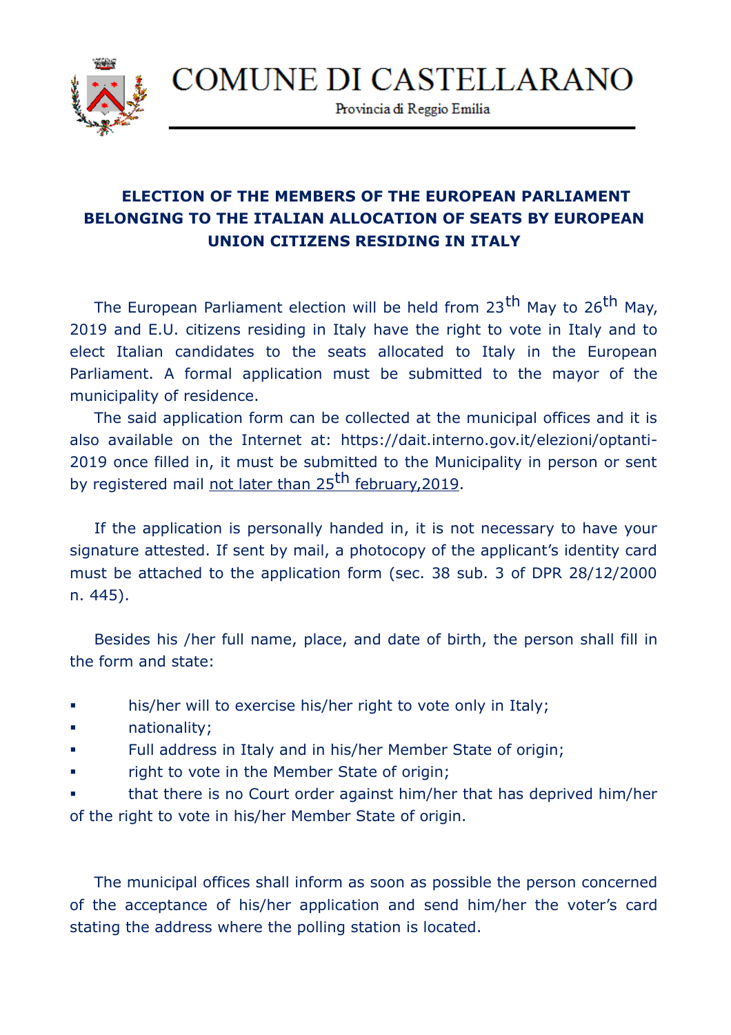# COMUNE DI CASTELLARANO

Provincia di Reggio Emilia

**ELECTION OF THE MEMBERS OF THE EUROPEAN PARLIAMENT BELONGING TO THE ITALIAN ALLOCATION OF SEATS BY EUROPEAN UNION CITIZENS RESIDING IN ITALY**

The European Parliament election will be held from 23th May to 26th May, 2019 and E.U. citizens residing in Italy have the right to vote in Italy and to elect Italian candidates to the seats allocated to Italy in the European Parliament. A formal application must be submitted to the mayor of the municipality of residence.

The said application form can be collected at the municipal offices and it is also available on the Internet at: https://dait.interno.gov.it/elezioni/optanti-2019 once filled in, it must be submitted to the Municipality in person or sent by registered mail <u>not later than 25th february,2019</u>.

If the application is personally handed in, it is not necessary to have your signature attested. If sent by mail, a photocopy of the applicant's identity card must be attached to the application form (sec. 38 sub. 3 of DPR 28/12/2000 n. 445).

Besides his /her full name, place, and date of birth, the person shall fill in the form and state:

- his/her will to exercise his/her right to vote only in Italy;
- nationality;
- Full address in Italy and in his/her Member State of origin;
- right to vote in the Member State of origin;
- that there is no Court order against him/her that has deprived him/her of the right to vote in his/her Member State of origin.

The municipal offices shall inform as soon as possible the person concerned of the acceptance of his/her application and send him/her the voter's card stating the address where the polling station is located.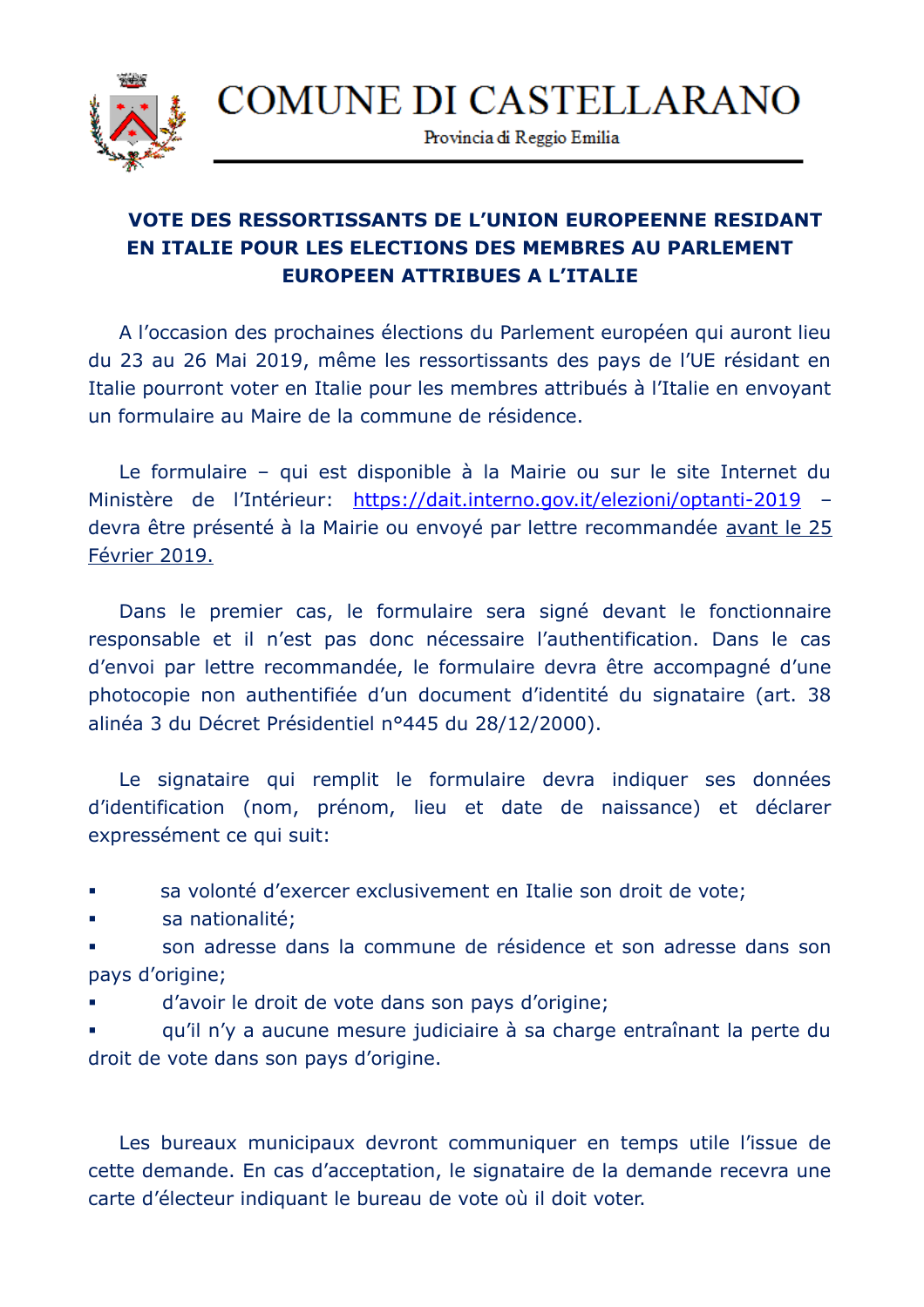# COMUNE DI CASTELLARANO

Provincia di Reggio Emilia

**VOTE DES RESSORTISSANTS DE L'UNION EUROPEENNE RESIDANT EN ITALIE POUR LES ELECTIONS DES MEMBRES AU PARLEMENT EUROPEEN ATTRIBUES A L'ITALIE**

A l'occasion des prochaines élections du Parlement européen qui auront lieu du 23 au 26 Mai 2019, même les ressortissants des pays de l'UE résidant en Italie pourront voter en Italie pour les membres attribués à l'Italie en envoyant un formulaire au Maire de la commune de résidence.

Le formulaire – qui est disponible à la Mairie ou sur le site Internet du Ministère de l'Intérieur: https://dait.interno.gov.it/elezioni/optanti-2019 – devra être présenté à la Mairie ou envoyé par lettre recommandée avant le 25 Février 2019.

Dans le premier cas, le formulaire sera signé devant le fonctionnaire responsable et il n'est pas donc nécessaire l'authentification. Dans le cas d'envoi par lettre recommandée, le formulaire devra être accompagné d'une photocopie non authentifiée d'un document d'identité du signataire (art. 38 alinéa 3 du Décret Présidentiel n°445 du 28/12/2000).

Le signataire qui remplit le formulaire devra indiquer ses données d'identification (nom, prénom, lieu et date de naissance) et déclarer expressément ce qui suit:

- sa volonté d'exercer exclusivement en Italie son droit de vote;
- sa nationalité;
- son adresse dans la commune de résidence et son adresse dans son pays d'origine;
- d'avoir le droit de vote dans son pays d'origine;
- qu'il n'y a aucune mesure judiciaire à sa charge entraînant la perte du droit de vote dans son pays d'origine.

Les bureaux municipaux devront communiquer en temps utile l'issue de cette demande. En cas d'acceptation, le signataire de la demande recevra une carte d'électeur indiquant le bureau de vote où il doit voter.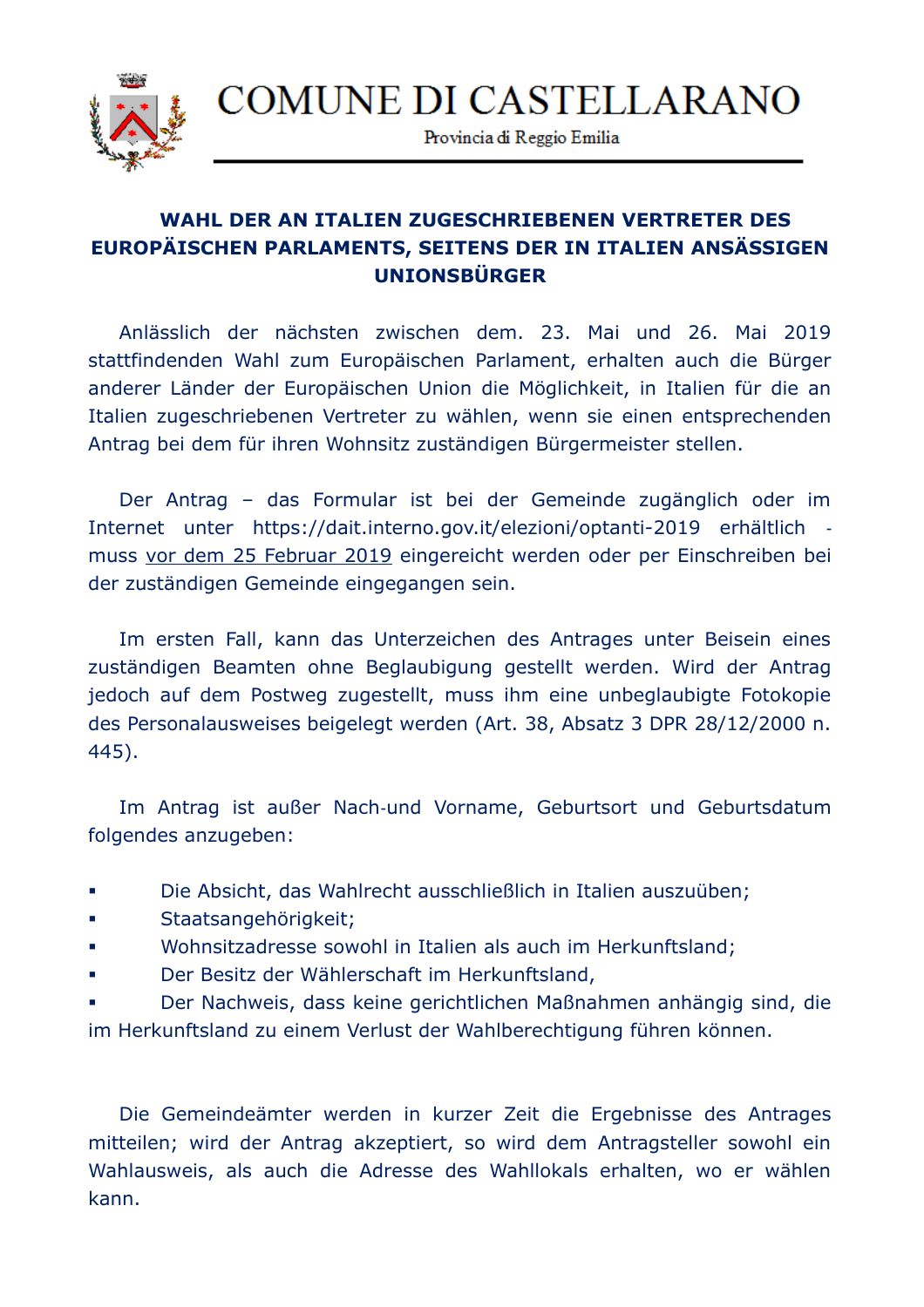# COMUNE DI CASTELLARANO

Provincia di Reggio Emilia

## WAHL DER AN ITALIEN ZUGESCHRIEBENEN VERTRETER DES EUROPÄISCHEN PARLAMENTS, SEITENS DER IN ITALIEN ANSÄSSIGEN UNIONSBÜRGER

Anlässlich der nächsten zwischen dem. 23. Mai und 26. Mai 2019 stattfindenden Wahl zum Europäischen Parlament, erhalten auch die Bürger anderer Länder der Europäischen Union die Möglichkeit, in Italien für die an Italien zugeschriebenen Vertreter zu wählen, wenn sie einen entsprechenden Antrag bei dem für ihren Wohnsitz zuständigen Bürgermeister stellen.

Der Antrag – das Formular ist bei der Gemeinde zugänglich oder im Internet unter https://dait.interno.gov.it/elezioni/optanti-2019 erhältlich - muss vor dem 25 Februar 2019 eingereicht werden oder per Einschreiben bei der zuständigen Gemeinde eingegangen sein.

Im ersten Fall, kann das Unterzeichen des Antrages unter Beisein eines zuständigen Beamten ohne Beglaubigung gestellt werden. Wird der Antrag jedoch auf dem Postweg zugestellt, muss ihm eine unbeglaubigte Fotokopie des Personalausweises beigelegt werden (Art. 38, Absatz 3 DPR 28/12/2000 n. 445).

Im Antrag ist außer Nach-und Vorname, Geburtsort und Geburtsdatum folgendes anzugeben:

- Die Absicht, das Wahlrecht ausschließlich in Italien auszuüben;
- Staatsangehörigkeit;
- Wohnsitzadresse sowohl in Italien als auch im Herkunftsland;
- Der Besitz der Wählerschaft im Herkunftsland,
- Der Nachweis, dass keine gerichtlichen Maßnahmen anhängig sind, die im Herkunftsland zu einem Verlust der Wahlberechtigung führen können.

Die Gemeindeämter werden in kurzer Zeit die Ergebnisse des Antrages mitteilen; wird der Antrag akzeptiert, so wird dem Antragsteller sowohl ein Wahlausweis, als auch die Adresse des Wahllokals erhalten, wo er wählen kann.